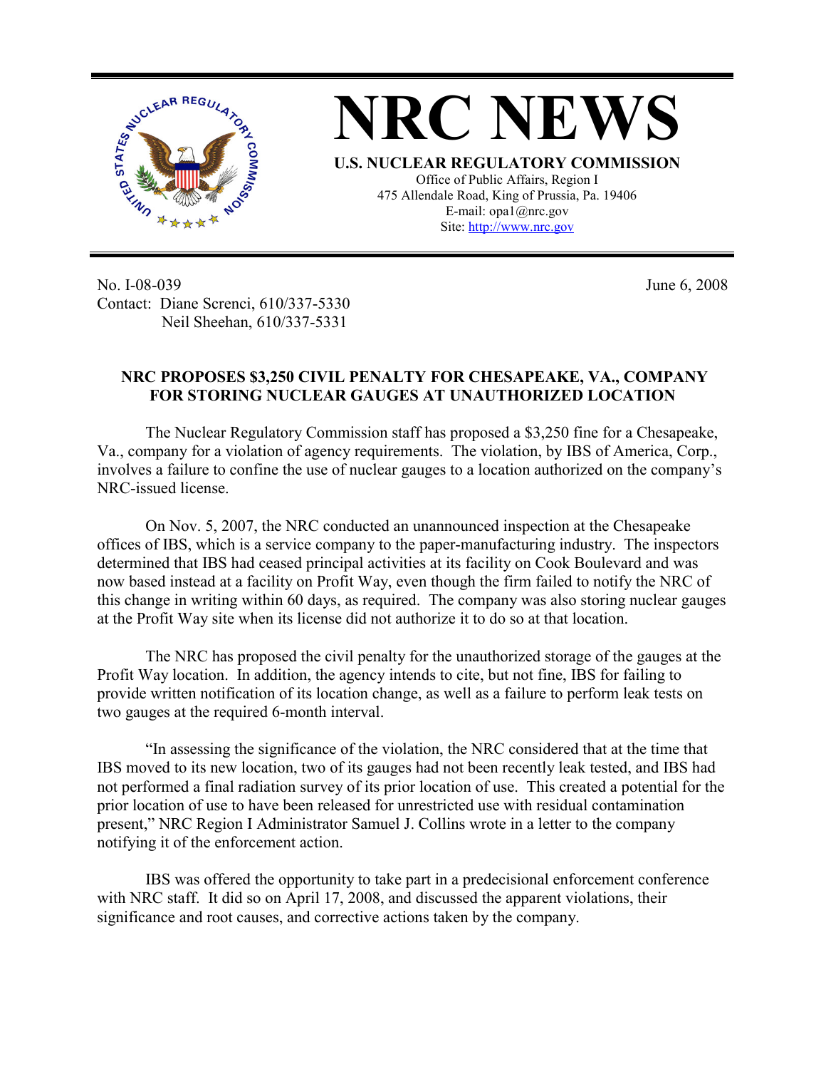# NRC NEWS

**U.S. NUCLEAR REGULATORY COMMISSION**

Office of Public Affairs, Region I
475 Allendale Road, King of Prussia, Pa. 19406
E-mail: opa1@nrc.gov
Site: http://www.nrc.gov

No. I-08-039
Contact: Diane Screnci, 610/337-5330
Neil Sheehan, 610/337-5331

June 6, 2008

**NRC PROPOSES $3,250 CIVIL PENALTY FOR CHESAPEAKE, VA., COMPANY FOR STORING NUCLEAR GAUGES AT UNAUTHORIZED LOCATION**

The Nuclear Regulatory Commission staff has proposed a $3,250 fine for a Chesapeake, Va., company for a violation of agency requirements. The violation, by IBS of America, Corp., involves a failure to confine the use of nuclear gauges to a location authorized on the company's NRC-issued license.

On Nov. 5, 2007, the NRC conducted an unannounced inspection at the Chesapeake offices of IBS, which is a service company to the paper-manufacturing industry. The inspectors determined that IBS had ceased principal activities at its facility on Cook Boulevard and was now based instead at a facility on Profit Way, even though the firm failed to notify the NRC of this change in writing within 60 days, as required. The company was also storing nuclear gauges at the Profit Way site when its license did not authorize it to do so at that location.

The NRC has proposed the civil penalty for the unauthorized storage of the gauges at the Profit Way location. In addition, the agency intends to cite, but not fine, IBS for failing to provide written notification of its location change, as well as a failure to perform leak tests on two gauges at the required 6-month interval.

"In assessing the significance of the violation, the NRC considered that at the time that IBS moved to its new location, two of its gauges had not been recently leak tested, and IBS had not performed a final radiation survey of its prior location of use. This created a potential for the prior location of use to have been released for unrestricted use with residual contamination present," NRC Region I Administrator Samuel J. Collins wrote in a letter to the company notifying it of the enforcement action.

IBS was offered the opportunity to take part in a predecisional enforcement conference with NRC staff. It did so on April 17, 2008, and discussed the apparent violations, their significance and root causes, and corrective actions taken by the company.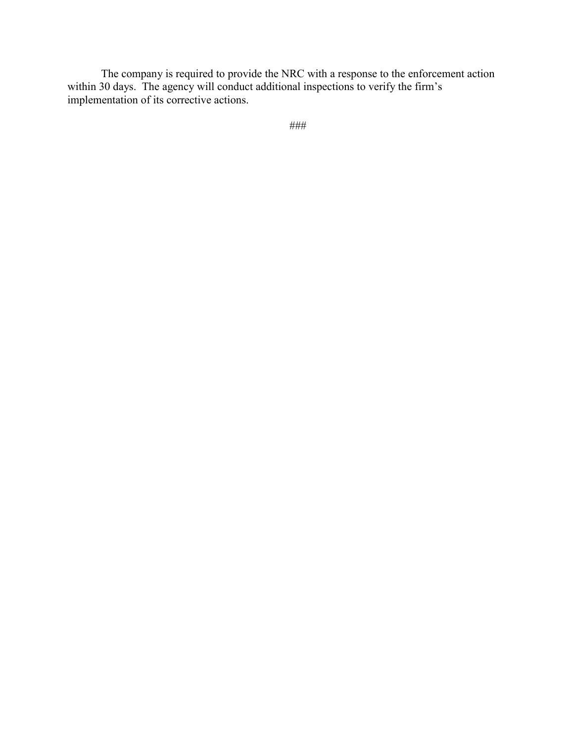The company is required to provide the NRC with a response to the enforcement action within 30 days. The agency will conduct additional inspections to verify the firm's implementation of its corrective actions.

###